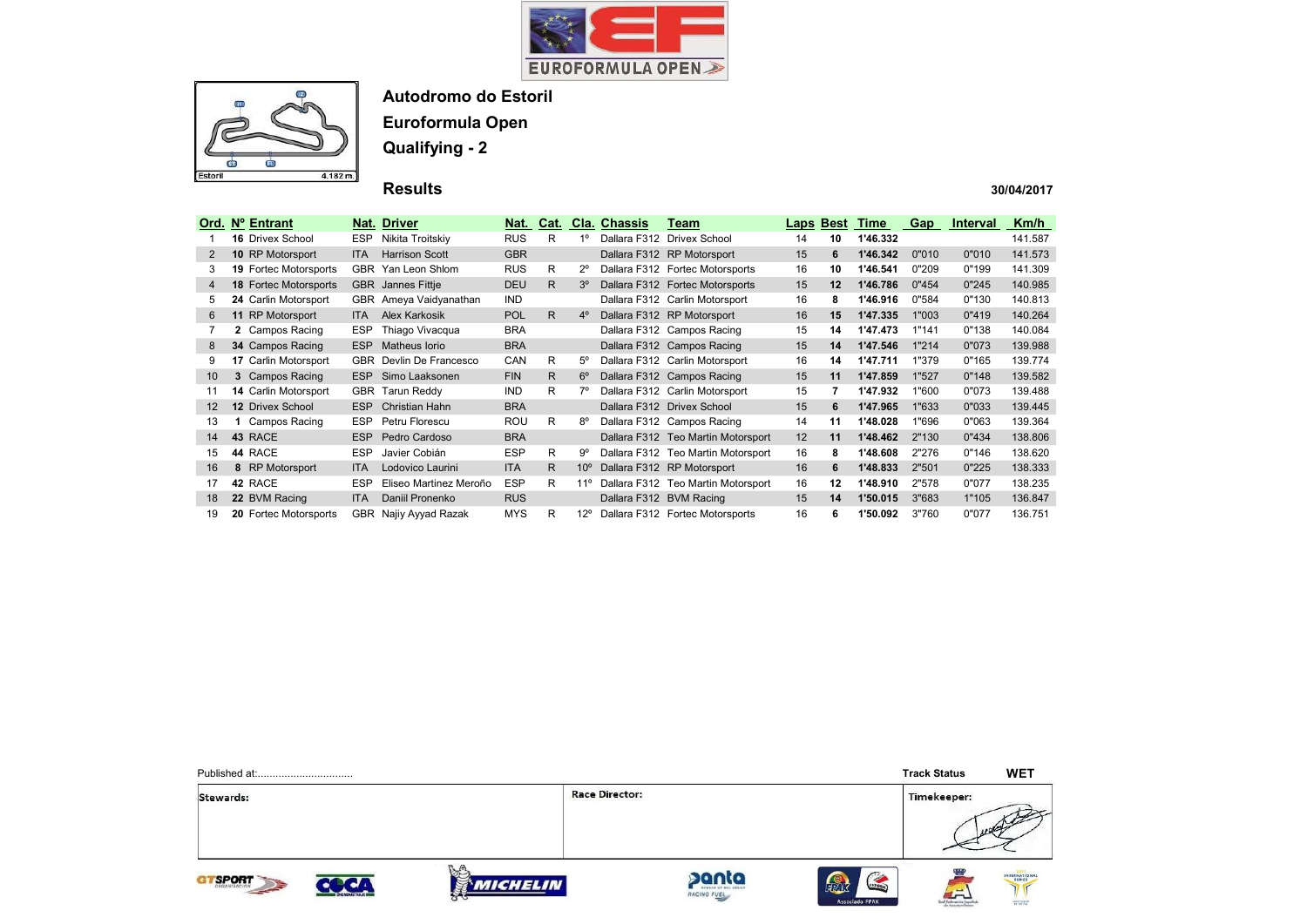# Autodromo do Estoril

## Euroformula Open

## Qualifying - 2

### Results

30/04/2017

| Ord. | Nº | Entrant | Nat. | Driver | Nat. | Cat. | Cla. | Chassis | Team | Laps | Best | Time | Gap | Interval | Km/h |
|---|---|---|---|---|---|---|---|---|---|---|---|---|---|---|---|
| 1 | **16** | Drivex School | ESP | Nikita Troitskiy | RUS | R | 1º | Dallara F312 | Drivex School | 14 | **10** | **1'46.332** | | | 141.587 |
| 2 | **10** | RP Motorsport | ITA | Harrison Scott | GBR | | | Dallara F312 | RP Motorsport | 15 | **6** | **1'46.342** | 0"010 | 0"010 | 141.573 |
| 3 | **19** | Fortec Motorsports | GBR | Yan Leon Shlom | RUS | R | 2º | Dallara F312 | Fortec Motorsports | 16 | **10** | **1'46.541** | 0"209 | 0"199 | 141.309 |
| 4 | **18** | Fortec Motorsports | GBR | Jannes Fittje | DEU | R | 3º | Dallara F312 | Fortec Motorsports | 15 | **12** | **1'46.786** | 0"454 | 0"245 | 140.985 |
| 5 | **24** | Carlin Motorsport | GBR | Ameya Vaidyanathan | IND | | | Dallara F312 | Carlin Motorsport | 16 | **8** | **1'46.916** | 0"584 | 0"130 | 140.813 |
| 6 | **11** | RP Motorsport | ITA | Alex Karkosik | POL | R | 4º | Dallara F312 | RP Motorsport | 16 | **15** | **1'47.335** | 1"003 | 0"419 | 140.264 |
| 7 | **2** | Campos Racing | ESP | Thiago Vivacqua | BRA | | | Dallara F312 | Campos Racing | 15 | **14** | **1'47.473** | 1"141 | 0"138 | 140.084 |
| 8 | **34** | Campos Racing | ESP | Matheus Iorio | BRA | | | Dallara F312 | Campos Racing | 15 | **14** | **1'47.546** | 1"214 | 0"073 | 139.988 |
| 9 | **17** | Carlin Motorsport | GBR | Devlin De Francesco | CAN | R | 5º | Dallara F312 | Carlin Motorsport | 16 | **14** | **1'47.711** | 1"379 | 0"165 | 139.774 |
| 10 | **3** | Campos Racing | ESP | Simo Laaksonen | FIN | R | 6º | Dallara F312 | Campos Racing | 15 | **11** | **1'47.859** | 1"527 | 0"148 | 139.582 |
| 11 | **14** | Carlin Motorsport | GBR | Tarun Reddy | IND | R | 7º | Dallara F312 | Carlin Motorsport | 15 | **7** | **1'47.932** | 1"600 | 0"073 | 139.488 |
| 12 | **12** | Drivex School | ESP | Christian Hahn | BRA | | | Dallara F312 | Drivex School | 15 | **6** | **1'47.965** | 1"633 | 0"033 | 139.445 |
| 13 | **1** | Campos Racing | ESP | Petru Florescu | ROU | R | 8º | Dallara F312 | Campos Racing | 14 | **11** | **1'48.028** | 1"696 | 0"063 | 139.364 |
| 14 | **43** | RACE | ESP | Pedro Cardoso | BRA | | | Dallara F312 | Teo Martin Motorsport | 12 | **11** | **1'48.462** | 2"130 | 0"434 | 138.806 |
| 15 | **44** | RACE | ESP | Javier Cobián | ESP | R | 9º | Dallara F312 | Teo Martin Motorsport | 16 | **8** | **1'48.608** | 2"276 | 0"146 | 138.620 |
| 16 | **8** | RP Motorsport | ITA | Lodovico Laurini | ITA | R | 10º | Dallara F312 | RP Motorsport | 16 | **6** | **1'48.833** | 2"501 | 0"225 | 138.333 |
| 17 | **42** | RACE | ESP | Eliseo Martinez Meroño | ESP | R | 11º | Dallara F312 | Teo Martin Motorsport | 16 | **12** | **1'48.910** | 2"578 | 0"077 | 138.235 |
| 18 | **22** | BVM Racing | ITA | Daniil Pronenko | RUS | | | Dallara F312 | BVM Racing | 15 | **14** | **1'50.015** | 3"683 | 1"105 | 136.847 |
| 19 | **20** | Fortec Motorsports | GBR | Najiy Ayyad Razak | MYS | R | 12º | Dallara F312 | Fortec Motorsports | 16 | **6** | **1'50.092** | 3"760 | 0"077 | 136.751 |

Published at:................................

Track Status **WET**

| Stewards: | Race Director: | Timekeeper: |
|---|---|---|
| | | |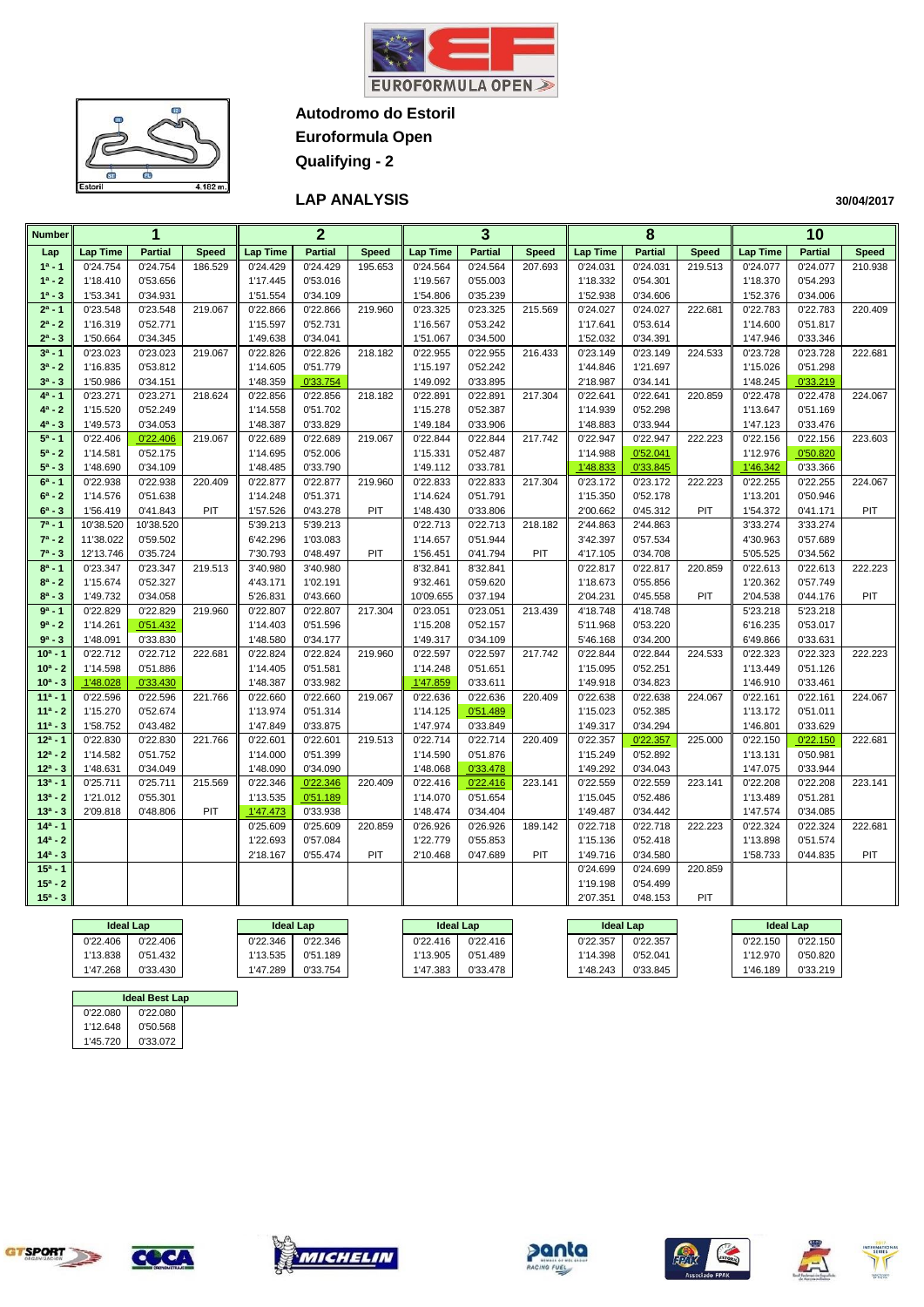**Autodromo do Estoril**

**Euroformula Open**

**Qualifying - 2**

Estoril 4.182 m.

## LAP ANALYSIS

30/04/2017

| Number | 1 | | | 2 | | | 3 | | | 8 | | | 10 | | |
|---|---|---|---|---|---|---|---|---|---|---|---|---|---|---|---|
| Lap | Lap Time | Partial | Speed | Lap Time | Partial | Speed | Lap Time | Partial | Speed | Lap Time | Partial | Speed | Lap Time | Partial | Speed |
| 1ª - 1 | 0'24.754 | 0'24.754 | 186.529 | 0'24.429 | 0'24.429 | 195.653 | 0'24.564 | 0'24.564 | 207.693 | 0'24.031 | 0'24.031 | 219.513 | 0'24.077 | 0'24.077 | 210.938 |
| 1ª - 2 | 1'18.410 | 0'53.656 | | 1'17.445 | 0'53.016 | | 1'19.567 | 0'55.003 | | 1'18.332 | 0'54.301 | | 1'18.370 | 0'54.293 | |
| 1ª - 3 | 1'53.341 | 0'34.931 | | 1'51.554 | 0'34.109 | | 1'54.806 | 0'35.239 | | 1'52.938 | 0'34.606 | | 1'52.376 | 0'34.006 | |
| 2ª - 1 | 0'23.548 | 0'23.548 | 219.067 | 0'22.866 | 0'22.866 | 219.960 | 0'23.325 | 0'23.325 | 215.569 | 0'24.027 | 0'24.027 | 222.681 | 0'22.783 | 0'22.783 | 220.409 |
| 2ª - 2 | 1'16.319 | 0'52.771 | | 1'15.597 | 0'52.731 | | 1'16.567 | 0'53.242 | | 1'17.641 | 0'53.614 | | 1'14.600 | 0'51.817 | |
| 2ª - 3 | 1'50.664 | 0'34.345 | | 1'49.638 | 0'34.041 | | 1'51.067 | 0'34.500 | | 1'52.032 | 0'34.391 | | 1'47.946 | 0'33.346 | |
| 3ª - 1 | 0'23.023 | 0'23.023 | 219.067 | 0'22.826 | 0'22.826 | 218.182 | 0'22.955 | 0'22.955 | 216.433 | 0'23.149 | 0'23.149 | 224.533 | 0'23.728 | 0'23.728 | 222.681 |
| 3ª - 2 | 1'16.835 | 0'53.812 | | 1'14.605 | 0'51.779 | | 1'15.197 | 0'52.242 | | 1'44.846 | 1'21.697 | | 1'15.026 | 0'51.298 | |
| 3ª - 3 | 1'50.986 | 0'34.151 | | 1'48.359 | 0'33.754 | | 1'49.092 | 0'33.895 | | 2'18.987 | 0'34.141 | | 1'48.245 | 0'33.219 | |
| 4ª - 1 | 0'23.271 | 0'23.271 | 218.624 | 0'22.856 | 0'22.856 | 218.182 | 0'22.891 | 0'22.891 | 217.304 | 0'22.641 | 0'22.641 | 220.859 | 0'22.478 | 0'22.478 | 224.067 |
| 4ª - 2 | 1'15.520 | 0'52.249 | | 1'14.558 | 0'51.702 | | 1'15.278 | 0'52.387 | | 1'14.939 | 0'52.298 | | 1'13.647 | 0'51.169 | |
| 4ª - 3 | 1'49.573 | 0'34.053 | | 1'48.387 | 0'33.829 | | 1'49.184 | 0'33.906 | | 1'48.883 | 0'33.944 | | 1'47.123 | 0'33.476 | |
| 5ª - 1 | 0'22.406 | 0'22.406 | 219.067 | 0'22.689 | 0'22.689 | 219.067 | 0'22.844 | 0'22.844 | 217.742 | 0'22.947 | 0'22.947 | 222.223 | 0'22.156 | 0'22.156 | 223.603 |
| 5ª - 2 | 1'14.581 | 0'52.175 | | 1'14.695 | 0'52.006 | | 1'15.331 | 0'52.487 | | 1'14.988 | 0'52.041 | | 1'12.976 | 0'50.820 | |
| 5ª - 3 | 1'48.690 | 0'34.109 | | 1'48.485 | 0'33.790 | | 1'49.112 | 0'33.781 | | 1'48.833 | 0'33.845 | | 1'46.342 | 0'33.366 | |
| 6ª - 1 | 0'22.938 | 0'22.938 | 220.409 | 0'22.877 | 0'22.877 | 219.960 | 0'22.833 | 0'22.833 | 217.304 | 0'23.172 | 0'23.172 | 222.223 | 0'22.255 | 0'22.255 | 224.067 |
| 6ª - 2 | 1'14.576 | 0'51.638 | | 1'14.248 | 0'51.371 | | 1'14.624 | 0'51.791 | | 1'15.350 | 0'52.178 | | 1'13.201 | 0'50.946 | |
| 6ª - 3 | 1'56.419 | 0'41.843 | PIT | 1'57.526 | 0'43.278 | PIT | 1'48.430 | 0'33.806 | | 2'00.662 | 0'45.312 | PIT | 1'54.372 | 0'41.171 | PIT |
| 7ª - 1 | 10'38.520 | 10'38.520 | | 5'39.213 | 5'39.213 | | 0'22.713 | 0'22.713 | 218.182 | 2'44.863 | 2'44.863 | | 3'33.274 | 3'33.274 | |
| 7ª - 2 | 11'38.022 | 0'59.502 | | 6'42.296 | 1'03.083 | | 1'14.657 | 0'51.944 | | 3'42.397 | 0'57.534 | | 4'30.963 | 0'57.689 | |
| 7ª - 3 | 12'13.746 | 0'35.724 | | 7'30.793 | 0'48.497 | PIT | 1'56.451 | 0'41.794 | PIT | 4'17.105 | 0'34.708 | | 5'05.525 | 0'34.562 | |
| 8ª - 1 | 0'23.347 | 0'23.347 | 219.513 | 3'40.980 | 3'40.980 | | 8'32.841 | 8'32.841 | | 0'22.817 | 0'22.817 | 220.859 | 0'22.613 | 0'22.613 | 222.223 |
| 8ª - 2 | 1'15.674 | 0'52.327 | | 4'43.171 | 1'02.191 | | 9'32.461 | 0'59.620 | | 1'18.673 | 0'55.856 | | 1'20.362 | 0'57.749 | |
| 8ª - 3 | 1'49.732 | 0'34.058 | | 5'26.831 | 0'43.660 | | 10'09.655 | 0'37.194 | | 2'04.231 | 0'45.558 | PIT | 2'04.538 | 0'44.176 | PIT |
| 9ª - 1 | 0'22.829 | 0'22.829 | 219.960 | 0'22.807 | 0'22.807 | 217.304 | 0'23.051 | 0'23.051 | 213.439 | 4'18.748 | 4'18.748 | | 5'23.218 | 5'23.218 | |
| 9ª - 2 | 1'14.261 | 0'51.432 | | 1'14.403 | 0'51.596 | | 1'15.208 | 0'52.157 | | 5'11.968 | 0'53.220 | | 6'16.235 | 0'53.017 | |
| 9ª - 3 | 1'48.091 | 0'33.830 | | 1'48.580 | 0'34.177 | | 1'49.317 | 0'34.109 | | 5'46.168 | 0'34.200 | | 6'49.866 | 0'33.631 | |
| 10ª - 1 | 0'22.712 | 0'22.712 | 222.681 | 0'22.824 | 0'22.824 | 219.960 | 0'22.597 | 0'22.597 | 217.742 | 0'22.844 | 0'22.844 | 224.533 | 0'22.323 | 0'22.323 | 222.223 |
| 10ª - 2 | 1'14.598 | 0'51.886 | | 1'14.405 | 0'51.581 | | 1'14.248 | 0'51.651 | | 1'15.095 | 0'52.251 | | 1'13.449 | 0'51.126 | |
| 10ª - 3 | 1'48.028 | 0'33.430 | | 1'48.387 | 0'33.982 | | 1'47.859 | 0'33.611 | | 1'49.918 | 0'34.823 | | 1'46.910 | 0'33.461 | |
| 11ª - 1 | 0'22.596 | 0'22.596 | 221.766 | 0'22.660 | 0'22.660 | 219.067 | 0'22.636 | 0'22.636 | 220.409 | 0'22.638 | 0'22.638 | 224.067 | 0'22.161 | 0'22.161 | 224.067 |
| 11ª - 2 | 1'15.270 | 0'52.674 | | 1'13.974 | 0'51.314 | | 1'14.125 | 0'51.489 | | 1'15.023 | 0'52.385 | | 1'13.172 | 0'51.011 | |
| 11ª - 3 | 1'58.752 | 0'43.482 | | 1'47.849 | 0'33.875 | | 1'47.974 | 0'33.849 | | 1'49.317 | 0'34.294 | | 1'46.801 | 0'33.629 | |
| 12ª - 1 | 0'22.830 | 0'22.830 | 221.766 | 0'22.601 | 0'22.601 | 219.513 | 0'22.714 | 0'22.714 | 220.409 | 0'22.357 | 0'22.357 | 225.000 | 0'22.150 | 0'22.150 | 222.681 |
| 12ª - 2 | 1'14.582 | 0'51.752 | | 1'14.000 | 0'51.399 | | 1'14.590 | 0'51.876 | | 1'15.249 | 0'52.892 | | 1'13.131 | 0'50.981 | |
| 12ª - 3 | 1'48.631 | 0'34.049 | | 1'48.090 | 0'34.090 | | 1'48.068 | 0'33.478 | | 1'49.292 | 0'34.043 | | 1'47.075 | 0'33.944 | |
| 13ª - 1 | 0'25.711 | 0'25.711 | 215.569 | 0'22.346 | 0'22.346 | 220.409 | 0'22.416 | 0'22.416 | 223.141 | 0'22.559 | 0'22.559 | 223.141 | 0'22.208 | 0'22.208 | 223.141 |
| 13ª - 2 | 1'21.012 | 0'55.301 | | 1'13.535 | 0'51.189 | | 1'14.070 | 0'51.654 | | 1'15.045 | 0'52.486 | | 1'13.489 | 0'51.281 | |
| 13ª - 3 | 2'09.818 | 0'48.806 | PIT | 1'47.473 | 0'33.938 | | 1'48.474 | 0'34.404 | | 1'49.487 | 0'34.442 | | 1'47.574 | 0'34.085 | |
| 14ª - 1 | | | | 0'25.609 | 0'25.609 | 220.859 | 0'26.926 | 0'26.926 | 189.142 | 0'22.718 | 0'22.718 | 222.223 | 0'22.324 | 0'22.324 | 222.681 |
| 14ª - 2 | | | | 1'22.693 | 0'57.084 | | 1'22.779 | 0'55.853 | | 1'15.136 | 0'52.418 | | 1'13.898 | 0'51.574 | |
| 14ª - 3 | | | | 2'18.167 | 0'55.474 | PIT | 2'10.468 | 0'47.689 | PIT | 1'49.716 | 0'34.580 | | 1'58.733 | 0'44.835 | PIT |
| 15ª - 1 | | | | | | | | | | 0'24.699 | 0'24.699 | 220.859 | | | |
| 15ª - 2 | | | | | | | | | | 1'19.198 | 0'54.499 | | | | |
| 15ª - 3 | | | | | | | | | | 2'07.351 | 0'48.153 | PIT | | | |

| Ideal Lap (1) | | Ideal Lap (2) | | Ideal Lap (3) | | Ideal Lap (8) | | Ideal Lap (10) | |
|---|---|---|---|---|---|---|---|---|---|
| 0'22.406 | 0'22.406 | 0'22.346 | 0'22.346 | 0'22.416 | 0'22.416 | 0'22.357 | 0'22.357 | 0'22.150 | 0'22.150 |
| 1'13.838 | 0'51.432 | 1'13.535 | 0'51.189 | 1'13.905 | 0'51.489 | 1'14.398 | 0'52.041 | 1'12.970 | 0'50.820 |
| 1'47.268 | 0'33.430 | 1'47.289 | 0'33.754 | 1'47.383 | 0'33.478 | 1'48.243 | 0'33.845 | 1'46.189 | 0'33.219 |

| Ideal Best Lap | |
|---|---|
| 0'22.080 | 0'22.080 |
| 1'12.648 | 0'50.568 |
| 1'45.720 | 0'33.072 |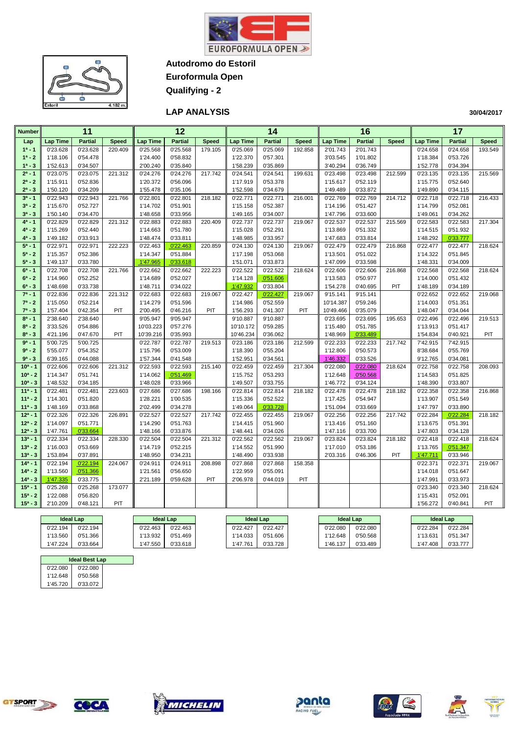# Autodromo do Estoril

## Euroformula Open

## Qualifying - 2

### LAP ANALYSIS

30/04/2017

| Number | 11 | | | 12 | | | 14 | | | 16 | | | 17 | | |
|---|---|---|---|---|---|---|---|---|---|---|---|---|---|---|---|
| Lap | Lap Time | Partial | Speed | Lap Time | Partial | Speed | Lap Time | Partial | Speed | Lap Time | Partial | Speed | Lap Time | Partial | Speed |
| 1ª - 1 | 0'23.628 | 0'23.628 | 220.409 | 0'25.568 | 0'25.568 | 179.105 | 0'25.069 | 0'25.069 | 192.858 | 2'01.743 | 2'01.743 | | 0'24.658 | 0'24.658 | 193.549 |
| 1ª - 2 | 1'18.106 | 0'54.478 | | 1'24.400 | 0'58.832 | | 1'22.370 | 0'57.301 | | 3'03.545 | 1'01.802 | | 1'18.384 | 0'53.726 | |
| 1ª - 3 | 1'52.613 | 0'34.507 | | 2'00.240 | 0'35.840 | | 1'58.239 | 0'35.869 | | 3'40.294 | 0'36.749 | | 1'52.778 | 0'34.394 | |
| 2ª - 1 | 0'23.075 | 0'23.075 | 221.312 | 0'24.276 | 0'24.276 | 217.742 | 0'24.541 | 0'24.541 | 199.631 | 0'23.498 | 0'23.498 | 212.599 | 0'23.135 | 0'23.135 | 215.569 |
| 2ª - 2 | 1'15.911 | 0'52.836 | | 1'20.372 | 0'56.096 | | 1'17.919 | 0'53.378 | | 1'15.617 | 0'52.119 | | 1'15.775 | 0'52.640 | |
| 2ª - 3 | 1'50.120 | 0'34.209 | | 1'55.478 | 0'35.106 | | 1'52.598 | 0'34.679 | | 1'49.489 | 0'33.872 | | 1'49.890 | 0'34.115 | |
| 3ª - 1 | 0'22.943 | 0'22.943 | 221.766 | 0'22.801 | 0'22.801 | 218.182 | 0'22.771 | 0'22.771 | 216.001 | 0'22.769 | 0'22.769 | 214.712 | 0'22.718 | 0'22.718 | 216.433 |
| 3ª - 2 | 1'15.670 | 0'52.727 | | 1'14.702 | 0'51.901 | | 1'15.158 | 0'52.387 | | 1'14.196 | 0'51.427 | | 1'14.799 | 0'52.081 | |
| 3ª - 3 | 1'50.140 | 0'34.470 | | 1'48.658 | 0'33.956 | | 1'49.165 | 0'34.007 | | 1'47.796 | 0'33.600 | | 1'49.061 | 0'34.262 | |
| 4ª - 1 | 0'22.829 | 0'22.829 | 221.312 | 0'22.883 | 0'22.883 | 220.409 | 0'22.737 | 0'22.737 | 219.067 | 0'22.537 | 0'22.537 | 215.569 | 0'22.583 | 0'22.583 | 217.304 |
| 4ª - 2 | 1'15.269 | 0'52.440 | | 1'14.663 | 0'51.780 | | 1'15.028 | 0'52.291 | | 1'13.869 | 0'51.332 | | 1'14.515 | 0'51.932 | |
| 4ª - 3 | 1'49.182 | 0'33.913 | | 1'48.474 | 0'33.811 | | 1'48.985 | 0'33.957 | | 1'47.683 | 0'33.814 | | 1'48.292 | 0'33.777 | |
| 5ª - 1 | 0'22.971 | 0'22.971 | 222.223 | 0'22.463 | 0'22.463 | 220.859 | 0'24.130 | 0'24.130 | 219.067 | 0'22.479 | 0'22.479 | 216.868 | 0'22.477 | 0'22.477 | 218.624 |
| 5ª - 2 | 1'15.357 | 0'52.386 | | 1'14.347 | 0'51.884 | | 1'17.198 | 0'53.068 | | 1'13.501 | 0'51.022 | | 1'14.322 | 0'51.845 | |
| 5ª - 3 | 1'49.137 | 0'33.780 | | 1'47.965 | 0'33.618 | | 1'51.071 | 0'33.873 | | 1'47.099 | 0'33.598 | | 1'48.331 | 0'34.009 | |
| 6ª - 1 | 0'22.708 | 0'22.708 | 221.766 | 0'22.662 | 0'22.662 | 222.223 | 0'22.522 | 0'22.522 | 218.624 | 0'22.606 | 0'22.606 | 216.868 | 0'22.568 | 0'22.568 | 218.624 |
| 6ª - 2 | 1'14.960 | 0'52.252 | | 1'14.689 | 0'52.027 | | 1'14.128 | 0'51.606 | | 1'13.583 | 0'50.977 | | 1'14.000 | 0'51.432 | |
| 6ª - 3 | 1'48.698 | 0'33.738 | | 1'48.711 | 0'34.022 | | 1'47.932 | 0'33.804 | | 1'54.278 | 0'40.695 | PIT | 1'48.189 | 0'34.189 | |
| 7ª - 1 | 0'22.836 | 0'22.836 | 221.312 | 0'22.683 | 0'22.683 | 219.067 | 0'22.427 | 0'22.427 | 219.067 | 9'15.141 | 9'15.141 | | 0'22.652 | 0'22.652 | 219.068 |
| 7ª - 2 | 1'15.050 | 0'52.214 | | 1'14.279 | 0'51.596 | | 1'14.986 | 0'52.559 | | 10'14.387 | 0'59.246 | | 1'14.003 | 0'51.351 | |
| 7ª - 3 | 1'57.404 | 0'42.354 | PIT | 2'00.495 | 0'46.216 | PIT | 1'56.293 | 0'41.307 | PIT | 10'49.466 | 0'35.079 | | 1'48.047 | 0'34.044 | |
| 8ª - 1 | 2'38.640 | 2'38.640 | | 9'05.947 | 9'05.947 | | 9'10.887 | 9'10.887 | | 0'23.695 | 0'23.695 | 195.653 | 0'22.496 | 0'22.496 | 219.513 |
| 8ª - 2 | 3'33.526 | 0'54.886 | | 10'03.223 | 0'57.276 | | 10'10.172 | 0'59.285 | | 1'15.480 | 0'51.785 | | 1'13.913 | 0'51.417 | |
| 8ª - 3 | 4'21.196 | 0'47.670 | PIT | 10'39.216 | 0'35.993 | | 10'46.234 | 0'36.062 | | 1'48.969 | 0'33.489 | | 1'54.834 | 0'40.921 | PIT |
| 9ª - 1 | 5'00.725 | 5'00.725 | | 0'22.787 | 0'22.787 | 219.513 | 0'23.186 | 0'23.186 | 212.599 | 0'22.233 | 0'22.233 | 217.742 | 7'42.915 | 7'42.915 | |
| 9ª - 2 | 5'55.077 | 0'54.352 | | 1'15.796 | 0'53.009 | | 1'18.390 | 0'55.204 | | 1'12.806 | 0'50.573 | | 8'38.684 | 0'55.769 | |
| 9ª - 3 | 6'39.165 | 0'44.088 | | 1'57.344 | 0'41.548 | | 1'52.951 | 0'34.561 | | 1'46.332 | 0'33.526 | | 9'12.765 | 0'34.081 | |
| 10ª - 1 | 0'22.606 | 0'22.606 | 221.312 | 0'22.593 | 0'22.593 | 215.140 | 0'22.459 | 0'22.459 | 217.304 | 0'22.080 | 0'22.080 | 218.624 | 0'22.758 | 0'22.758 | 208.093 |
| 10ª - 2 | 1'14.347 | 0'51.741 | | 1'14.062 | 0'51.469 | | 1'15.752 | 0'53.293 | | 1'12.648 | 0'50.568 | | 1'14.583 | 0'51.825 | |
| 10ª - 3 | 1'48.532 | 0'34.185 | | 1'48.028 | 0'33.966 | | 1'49.507 | 0'33.755 | | 1'46.772 | 0'34.124 | | 1'48.390 | 0'33.807 | |
| 11ª - 1 | 0'22.481 | 0'22.481 | 223.603 | 0'27.686 | 0'27.686 | 198.166 | 0'22.814 | 0'22.814 | 218.182 | 0'22.478 | 0'22.478 | 218.182 | 0'22.358 | 0'22.358 | 216.868 |
| 11ª - 2 | 1'14.301 | 0'51.820 | | 1'28.221 | 1'00.535 | | 1'15.336 | 0'52.522 | | 1'17.425 | 0'54.947 | | 1'13.907 | 0'51.549 | |
| 11ª - 3 | 1'48.169 | 0'33.868 | | 2'02.499 | 0'34.278 | | 1'49.064 | 0'33.728 | | 1'51.094 | 0'33.669 | | 1'47.797 | 0'33.890 | |
| 12ª - 1 | 0'22.326 | 0'22.326 | 226.891 | 0'22.527 | 0'22.527 | 217.742 | 0'22.455 | 0'22.455 | 219.067 | 0'22.256 | 0'22.256 | 217.742 | 0'22.284 | 0'22.284 | 218.182 |
| 12ª - 2 | 1'14.097 | 0'51.771 | | 1'14.290 | 0'51.763 | | 1'14.415 | 0'51.960 | | 1'13.416 | 0'51.160 | | 1'13.675 | 0'51.391 | |
| 12ª - 3 | 1'47.761 | 0'33.664 | | 1'48.166 | 0'33.876 | | 1'48.441 | 0'34.026 | | 1'47.116 | 0'33.700 | | 1'47.803 | 0'34.128 | |
| 13ª - 1 | 0'22.334 | 0'22.334 | 228.330 | 0'22.504 | 0'22.504 | 221.312 | 0'22.562 | 0'22.562 | 219.067 | 0'23.824 | 0'23.824 | 218.182 | 0'22.418 | 0'22.418 | 218.624 |
| 13ª - 2 | 1'16.003 | 0'53.669 | | 1'14.719 | 0'52.215 | | 1'14.552 | 0'51.990 | | 1'17.010 | 0'53.186 | | 1'13.765 | 0'51.347 | |
| 13ª - 3 | 1'53.894 | 0'37.891 | | 1'48.950 | 0'34.231 | | 1'48.490 | 0'33.938 | | 2'03.316 | 0'46.306 | PIT | 1'47.711 | 0'33.946 | |
| 14ª - 1 | 0'22.194 | 0'22.194 | 224.067 | 0'24.911 | 0'24.911 | 208.898 | 0'27.868 | 0'27.868 | 158.358 | | | | 0'22.371 | 0'22.371 | 219.067 |
| 14ª - 2 | 1'13.560 | 0'51.366 | | 1'21.561 | 0'56.650 | | 1'22.959 | 0'55.091 | | | | | 1'14.018 | 0'51.647 | |
| 14ª - 3 | 1'47.335 | 0'33.775 | | 2'21.189 | 0'59.628 | PIT | 2'06.978 | 0'44.019 | PIT | | | | 1'47.991 | 0'33.973 | |
| 15ª - 1 | 0'25.268 | 0'25.268 | 173.077 | | | | | | | | | | 0'23.340 | 0'23.340 | 218.624 |
| 15ª - 2 | 1'22.088 | 0'56.820 | | | | | | | | | | | 1'15.431 | 0'52.091 | |
| 15ª - 3 | 2'10.209 | 0'48.121 | PIT | | | | | | | | | | 1'56.272 | 0'40.841 | PIT |

| Ideal Lap (11) | | Ideal Lap (12) | | Ideal Lap (14) | | Ideal Lap (16) | | Ideal Lap (17) | |
|---|---|---|---|---|---|---|---|---|---|
| 0'22.194 | 0'22.194 | 0'22.463 | 0'22.463 | 0'22.427 | 0'22.427 | 0'22.080 | 0'22.080 | 0'22.284 | 0'22.284 |
| 1'13.560 | 0'51.366 | 1'13.932 | 0'51.469 | 1'14.033 | 0'51.606 | 1'12.648 | 0'50.568 | 1'13.631 | 0'51.347 |
| 1'47.224 | 0'33.664 | 1'47.550 | 0'33.618 | 1'47.761 | 0'33.728 | 1'46.137 | 0'33.489 | 1'47.408 | 0'33.777 |

| Ideal Best Lap | |
|---|---|
| 0'22.080 | 0'22.080 |
| 1'12.648 | 0'50.568 |
| 1'45.720 | 0'33.072 |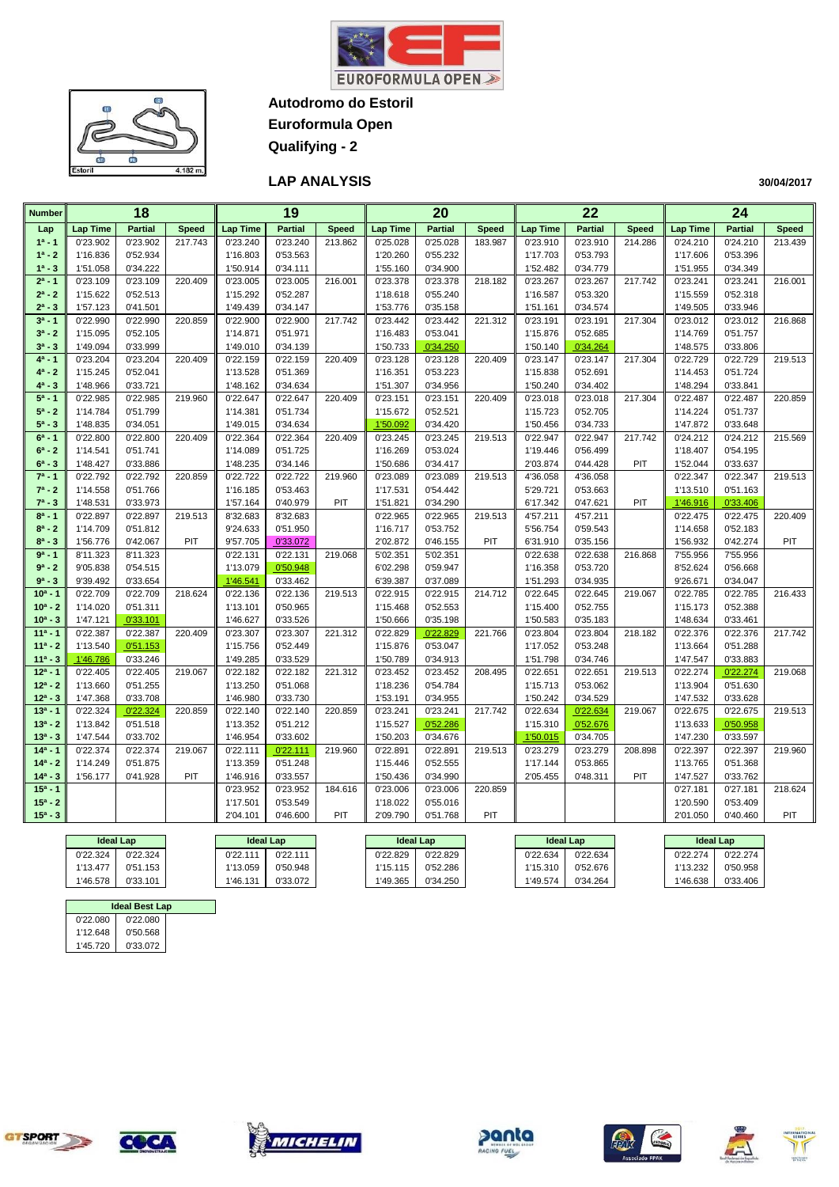**Autodromo do Estoril**

**Euroformula Open**

**Qualifying - 2**

## LAP ANALYSIS

30/04/2017

| Number | 18 | | | 19 | | | 20 | | | 22 | | | 24 | | |
|---|---|---|---|---|---|---|---|---|---|---|---|---|---|---|---|
| Lap | Lap Time | Partial | Speed | Lap Time | Partial | Speed | Lap Time | Partial | Speed | Lap Time | Partial | Speed | Lap Time | Partial | Speed |
| 1ª - 1 | 0'23.902 | 0'23.902 | 217.743 | 0'23.240 | 0'23.240 | 213.862 | 0'25.028 | 0'25.028 | 183.987 | 0'23.910 | 0'23.910 | 214.286 | 0'24.210 | 0'24.210 | 213.439 |
| 1ª - 2 | 1'16.836 | 0'52.934 | | 1'16.803 | 0'53.563 | | 1'20.260 | 0'55.232 | | 1'17.703 | 0'53.793 | | 1'17.606 | 0'53.396 | |
| 1ª - 3 | 1'51.058 | 0'34.222 | | 1'50.914 | 0'34.111 | | 1'55.160 | 0'34.900 | | 1'52.482 | 0'34.779 | | 1'51.955 | 0'34.349 | |
| 2ª - 1 | 0'23.109 | 0'23.109 | 220.409 | 0'23.005 | 0'23.005 | 216.001 | 0'23.378 | 0'23.378 | 218.182 | 0'23.267 | 0'23.267 | 217.742 | 0'23.241 | 0'23.241 | 216.001 |
| 2ª - 2 | 1'15.622 | 0'52.513 | | 1'15.292 | 0'52.287 | | 1'18.618 | 0'55.240 | | 1'16.587 | 0'53.320 | | 1'15.559 | 0'52.318 | |
| 2ª - 3 | 1'57.123 | 0'41.501 | | 1'49.439 | 0'34.147 | | 1'53.776 | 0'35.158 | | 1'51.161 | 0'34.574 | | 1'49.505 | 0'33.946 | |
| 3ª - 1 | 0'22.990 | 0'22.990 | 220.859 | 0'22.900 | 0'22.900 | 217.742 | 0'23.442 | 0'23.442 | 221.312 | 0'23.191 | 0'23.191 | 217.304 | 0'23.012 | 0'23.012 | 216.868 |
| 3ª - 2 | 1'15.095 | 0'52.105 | | 1'14.871 | 0'51.971 | | 1'16.483 | 0'53.041 | | 1'15.876 | 0'52.685 | | 1'14.769 | 0'51.757 | |
| 3ª - 3 | 1'49.094 | 0'33.999 | | 1'49.010 | 0'34.139 | | 1'50.733 | 0'34.250 | | 1'50.140 | 0'34.264 | | 1'48.575 | 0'33.806 | |
| 4ª - 1 | 0'23.204 | 0'23.204 | 220.409 | 0'22.159 | 0'22.159 | 220.409 | 0'23.128 | 0'23.128 | 220.409 | 0'23.147 | 0'23.147 | 217.304 | 0'22.729 | 0'22.729 | 219.513 |
| 4ª - 2 | 1'15.245 | 0'52.041 | | 1'13.528 | 0'51.369 | | 1'16.351 | 0'53.223 | | 1'15.838 | 0'52.691 | | 1'14.453 | 0'51.724 | |
| 4ª - 3 | 1'48.966 | 0'33.721 | | 1'48.162 | 0'34.634 | | 1'51.307 | 0'34.956 | | 1'50.240 | 0'34.402 | | 1'48.294 | 0'33.841 | |
| 5ª - 1 | 0'22.985 | 0'22.985 | 219.960 | 0'22.647 | 0'22.647 | 220.409 | 0'23.151 | 0'23.151 | 220.409 | 0'23.018 | 0'23.018 | 217.304 | 0'22.487 | 0'22.487 | 220.859 |
| 5ª - 2 | 1'14.784 | 0'51.799 | | 1'14.381 | 0'51.734 | | 1'15.672 | 0'52.521 | | 1'15.723 | 0'52.705 | | 1'14.224 | 0'51.737 | |
| 5ª - 3 | 1'48.835 | 0'34.051 | | 1'49.015 | 0'34.634 | | 1'50.092 | 0'34.420 | | 1'50.456 | 0'34.733 | | 1'47.872 | 0'33.648 | |
| 6ª - 1 | 0'22.800 | 0'22.800 | 220.409 | 0'22.364 | 0'22.364 | 220.409 | 0'23.245 | 0'23.245 | 219.513 | 0'22.947 | 0'22.947 | 217.742 | 0'24.212 | 0'24.212 | 215.569 |
| 6ª - 2 | 1'14.541 | 0'51.741 | | 1'14.089 | 0'51.725 | | 1'16.269 | 0'53.024 | | 1'19.446 | 0'56.499 | | 1'18.407 | 0'54.195 | |
| 6ª - 3 | 1'48.427 | 0'33.886 | | 1'48.235 | 0'34.146 | | 1'50.686 | 0'34.417 | | 2'03.874 | 0'44.428 | PIT | 1'52.044 | 0'33.637 | |
| 7ª - 1 | 0'22.792 | 0'22.792 | 220.859 | 0'22.722 | 0'22.722 | 219.960 | 0'23.089 | 0'23.089 | 219.513 | 4'36.058 | 4'36.058 | | 0'22.347 | 0'22.347 | 219.513 |
| 7ª - 2 | 1'14.558 | 0'51.766 | | 1'16.185 | 0'53.463 | | 1'17.531 | 0'54.442 | | 5'29.721 | 0'53.663 | | 1'13.510 | 0'51.163 | |
| 7ª - 3 | 1'48.531 | 0'33.973 | | 1'57.164 | 0'40.979 | PIT | 1'51.821 | 0'34.290 | | 6'17.342 | 0'47.621 | PIT | 1'46.916 | 0'33.406 | |
| 8ª - 1 | 0'22.897 | 0'22.897 | 219.513 | 8'32.683 | 8'32.683 | | 0'22.965 | 0'22.965 | 219.513 | 4'57.211 | 4'57.211 | | 0'22.475 | 0'22.475 | 220.409 |
| 8ª - 2 | 1'14.709 | 0'51.812 | | 9'24.633 | 0'51.950 | | 1'16.717 | 0'53.752 | | 5'56.754 | 0'59.543 | | 1'14.658 | 0'52.183 | |
| 8ª - 3 | 1'56.776 | 0'42.067 | PIT | 9'57.705 | 0'33.072 | | 2'02.872 | 0'46.155 | PIT | 6'31.910 | 0'35.156 | | 1'56.932 | 0'42.274 | PIT |
| 9ª - 1 | 8'11.323 | 8'11.323 | | 0'22.131 | 0'22.131 | 219.068 | 5'02.351 | 5'02.351 | | 0'22.638 | 0'22.638 | 216.868 | 7'55.956 | 7'55.956 | |
| 9ª - 2 | 9'05.838 | 0'54.515 | | 1'13.079 | 0'50.948 | | 6'02.298 | 0'59.947 | | 1'16.358 | 0'53.720 | | 8'52.624 | 0'56.668 | |
| 9ª - 3 | 9'39.492 | 0'33.654 | | 1'46.541 | 0'33.462 | | 6'39.387 | 0'37.089 | | 1'51.293 | 0'34.935 | | 9'26.671 | 0'34.047 | |
| 10ª - 1 | 0'22.709 | 0'22.709 | 218.624 | 0'22.136 | 0'22.136 | 219.513 | 0'22.915 | 0'22.915 | 214.712 | 0'22.645 | 0'22.645 | 219.067 | 0'22.785 | 0'22.785 | 216.433 |
| 10ª - 2 | 1'14.020 | 0'51.311 | | 1'13.101 | 0'50.965 | | 1'15.468 | 0'52.553 | | 1'15.400 | 0'52.755 | | 1'15.173 | 0'52.388 | |
| 10ª - 3 | 1'47.121 | 0'33.101 | | 1'46.627 | 0'33.526 | | 1'50.666 | 0'35.198 | | 1'50.583 | 0'35.183 | | 1'48.634 | 0'33.461 | |
| 11ª - 1 | 0'22.387 | 0'22.387 | 220.409 | 0'23.307 | 0'23.307 | 221.312 | 0'22.829 | 0'22.829 | 221.766 | 0'23.804 | 0'23.804 | 218.182 | 0'22.376 | 0'22.376 | 217.742 |
| 11ª - 2 | 1'13.540 | 0'51.153 | | 1'15.756 | 0'52.449 | | 1'15.876 | 0'53.047 | | 1'17.052 | 0'53.248 | | 1'13.664 | 0'51.288 | |
| 11ª - 3 | 1'46.786 | 0'33.246 | | 1'49.285 | 0'33.529 | | 1'50.789 | 0'34.913 | | 1'51.798 | 0'34.746 | | 1'47.547 | 0'33.883 | |
| 12ª - 1 | 0'22.405 | 0'22.405 | 219.067 | 0'22.182 | 0'22.182 | 221.312 | 0'23.452 | 0'23.452 | 208.495 | 0'22.651 | 0'22.651 | 219.513 | 0'22.274 | 0'22.274 | 219.068 |
| 12ª - 2 | 1'13.660 | 0'51.255 | | 1'13.250 | 0'51.068 | | 1'18.236 | 0'54.784 | | 1'15.713 | 0'53.062 | | 1'13.904 | 0'51.630 | |
| 12ª - 3 | 1'47.368 | 0'33.708 | | 1'46.980 | 0'33.730 | | 1'53.191 | 0'34.955 | | 1'50.242 | 0'34.529 | | 1'47.532 | 0'33.628 | |
| 13ª - 1 | 0'22.324 | 0'22.324 | 220.859 | 0'22.140 | 0'22.140 | 220.859 | 0'23.241 | 0'23.241 | 217.742 | 0'22.634 | 0'22.634 | 219.067 | 0'22.675 | 0'22.675 | 219.513 |
| 13ª - 2 | 1'13.842 | 0'51.518 | | 1'13.352 | 0'51.212 | | 1'15.527 | 0'52.286 | | 1'15.310 | 0'52.676 | | 1'13.633 | 0'50.958 | |
| 13ª - 3 | 1'47.544 | 0'33.702 | | 1'46.954 | 0'33.602 | | 1'50.203 | 0'34.676 | | 1'50.015 | 0'34.705 | | 1'47.230 | 0'33.597 | |
| 14ª - 1 | 0'22.374 | 0'22.374 | 219.067 | 0'22.111 | 0'22.111 | 219.960 | 0'22.891 | 0'22.891 | 219.513 | 0'23.279 | 0'23.279 | 208.898 | 0'22.397 | 0'22.397 | 219.960 |
| 14ª - 2 | 1'14.249 | 0'51.875 | | 1'13.359 | 0'51.248 | | 1'15.446 | 0'52.555 | | 1'17.144 | 0'53.865 | | 1'13.765 | 0'51.368 | |
| 14ª - 3 | 1'56.177 | 0'41.928 | PIT | 1'46.916 | 0'33.557 | | 1'50.436 | 0'34.990 | | 2'05.455 | 0'48.311 | PIT | 1'47.527 | 0'33.762 | |
| 15ª - 1 | | | | 0'23.952 | 0'23.952 | 184.616 | 0'23.006 | 0'23.006 | 220.859 | | | | 0'27.181 | 0'27.181 | 218.624 |
| 15ª - 2 | | | | 1'17.501 | 0'53.549 | | 1'18.022 | 0'55.016 | | | | | 1'20.590 | 0'53.409 | |
| 15ª - 3 | | | | 2'04.101 | 0'46.600 | PIT | 2'09.790 | 0'51.768 | PIT | | | | 2'01.050 | 0'40.460 | PIT |

| Ideal Lap 18 | | Ideal Lap 19 | | Ideal Lap 20 | | Ideal Lap 22 | | Ideal Lap 24 | |
|---|---|---|---|---|---|---|---|---|---|
| 0'22.324 | 0'22.324 | 0'22.111 | 0'22.111 | 0'22.829 | 0'22.829 | 0'22.634 | 0'22.634 | 0'22.274 | 0'22.274 |
| 1'13.477 | 0'51.153 | 1'13.059 | 0'50.948 | 1'15.115 | 0'52.286 | 1'15.310 | 0'52.676 | 1'13.232 | 0'50.958 |
| 1'46.578 | 0'33.101 | 1'46.131 | 0'33.072 | 1'49.365 | 0'34.250 | 1'49.574 | 0'34.264 | 1'46.638 | 0'33.406 |

| Ideal Best Lap | |
|---|---|
| 0'22.080 | 0'22.080 |
| 1'12.648 | 0'50.568 |
| 1'45.720 | 0'33.072 |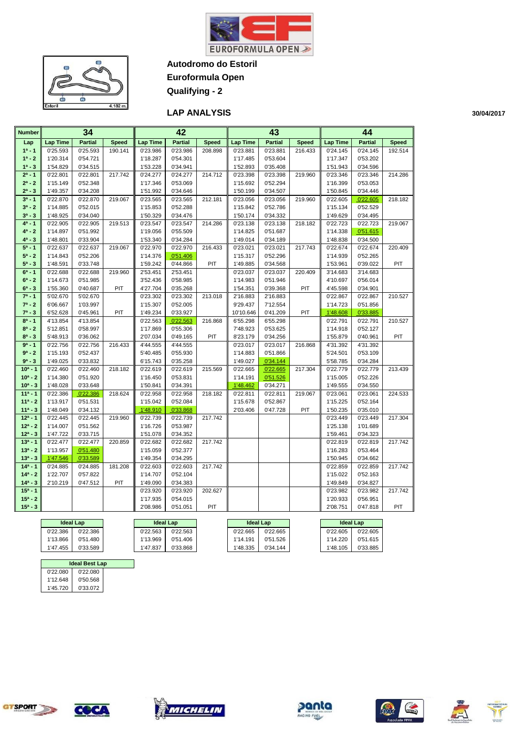# Autodromo do Estoril

**Euroformula Open**

**Qualifying - 2**

## LAP ANALYSIS

30/04/2017

Estoril 4.182 m.

| Number | 34 | | | 42 | | | 43 | | | 44 | | |
|---|---|---|---|---|---|---|---|---|---|---|---|---|
| Lap | Lap Time | Partial | Speed | Lap Time | Partial | Speed | Lap Time | Partial | Speed | Lap Time | Partial | Speed |
| 1ª - 1 | 0'25.593 | 0'25.593 | 190.141 | 0'23.986 | 0'23.986 | 208.898 | 0'23.881 | 0'23.881 | 216.433 | 0'24.145 | 0'24.145 | 192.514 |
| 1ª - 2 | 1'20.314 | 0'54.721 | | 1'18.287 | 0'54.301 | | 1'17.485 | 0'53.604 | | 1'17.347 | 0'53.202 | |
| 1ª - 3 | 1'54.829 | 0'34.515 | | 1'53.228 | 0'34.941 | | 1'52.893 | 0'35.408 | | 1'51.943 | 0'34.596 | |
| 2ª - 1 | 0'22.801 | 0'22.801 | 217.742 | 0'24.277 | 0'24.277 | 214.712 | 0'23.398 | 0'23.398 | 219.960 | 0'23.346 | 0'23.346 | 214.286 |
| 2ª - 2 | 1'15.149 | 0'52.348 | | 1'17.346 | 0'53.069 | | 1'15.692 | 0'52.294 | | 1'16.399 | 0'53.053 | |
| 2ª - 3 | 1'49.357 | 0'34.208 | | 1'51.992 | 0'34.646 | | 1'50.199 | 0'34.507 | | 1'50.845 | 0'34.446 | |
| 3ª - 1 | 0'22.870 | 0'22.870 | 219.067 | 0'23.565 | 0'23.565 | 212.181 | 0'23.056 | 0'23.056 | 219.960 | 0'22.605 | 0'22.605 | 218.182 |
| 3ª - 2 | 1'14.885 | 0'52.015 | | 1'15.853 | 0'52.288 | | 1'15.842 | 0'52.786 | | 1'15.134 | 0'52.529 | |
| 3ª - 3 | 1'48.925 | 0'34.040 | | 1'50.329 | 0'34.476 | | 1'50.174 | 0'34.332 | | 1'49.629 | 0'34.495 | |
| 4ª - 1 | 0'22.905 | 0'22.905 | 219.513 | 0'23.547 | 0'23.547 | 214.286 | 0'23.138 | 0'23.138 | 218.182 | 0'22.723 | 0'22.723 | 219.067 |
| 4ª - 2 | 1'14.897 | 0'51.992 | | 1'19.056 | 0'55.509 | | 1'14.825 | 0'51.687 | | 1'14.338 | 0'51.615 | |
| 4ª - 3 | 1'48.801 | 0'33.904 | | 1'53.340 | 0'34.284 | | 1'49.014 | 0'34.189 | | 1'48.838 | 0'34.500 | |
| 5ª - 1 | 0'22.637 | 0'22.637 | 219.067 | 0'22.970 | 0'22.970 | 216.433 | 0'23.021 | 0'23.021 | 217.743 | 0'22.674 | 0'22.674 | 220.409 |
| 5ª - 2 | 1'14.843 | 0'52.206 | | 1'14.376 | 0'51.406 | | 1'15.317 | 0'52.296 | | 1'14.939 | 0'52.265 | |
| 5ª - 3 | 1'48.591 | 0'33.748 | | 1'59.242 | 0'44.866 | PIT | 1'49.885 | 0'34.568 | | 1'53.961 | 0'39.022 | PIT |
| 6ª - 1 | 0'22.688 | 0'22.688 | 219.960 | 2'53.451 | 2'53.451 | | 0'23.037 | 0'23.037 | 220.409 | 3'14.683 | 3'14.683 | |
| 6ª - 2 | 1'14.673 | 0'51.985 | | 3'52.436 | 0'58.985 | | 1'14.983 | 0'51.946 | | 4'10.697 | 0'56.014 | |
| 6ª - 3 | 1'55.360 | 0'40.687 | PIT | 4'27.704 | 0'35.268 | | 1'54.351 | 0'39.368 | PIT | 4'45.598 | 0'34.901 | |
| 7ª - 1 | 5'02.670 | 5'02.670 | | 0'23.302 | 0'23.302 | 213.018 | 2'16.883 | 2'16.883 | | 0'22.867 | 0'22.867 | 210.527 |
| 7ª - 2 | 6'06.667 | 1'03.997 | | 1'15.307 | 0'52.005 | | 9'29.437 | 7'12.554 | | 1'14.723 | 0'51.856 | |
| 7ª - 3 | 6'52.628 | 0'45.961 | PIT | 1'49.234 | 0'33.927 | | 10'10.646 | 0'41.209 | PIT | 1'48.608 | 0'33.885 | |
| 8ª - 1 | 4'13.854 | 4'13.854 | | 0'22.563 | 0'22.563 | 216.868 | 6'55.298 | 6'55.298 | | 0'22.791 | 0'22.791 | 210.527 |
| 8ª - 2 | 5'12.851 | 0'58.997 | | 1'17.869 | 0'55.306 | | 7'48.923 | 0'53.625 | | 1'14.918 | 0'52.127 | |
| 8ª - 3 | 5'48.913 | 0'36.062 | | 2'07.034 | 0'49.165 | PIT | 8'23.179 | 0'34.256 | | 1'55.879 | 0'40.961 | PIT |
| 9ª - 1 | 0'22.756 | 0'22.756 | 216.433 | 4'44.555 | 4'44.555 | | 0'23.017 | 0'23.017 | 216.868 | 4'31.392 | 4'31.392 | |
| 9ª - 2 | 1'15.193 | 0'52.437 | | 5'40.485 | 0'55.930 | | 1'14.883 | 0'51.866 | | 5'24.501 | 0'53.109 | |
| 9ª - 3 | 1'49.025 | 0'33.832 | | 6'15.743 | 0'35.258 | | 1'49.027 | 0'34.144 | | 5'58.785 | 0'34.284 | |
| 10ª - 1 | 0'22.460 | 0'22.460 | 218.182 | 0'22.619 | 0'22.619 | 215.569 | 0'22.665 | 0'22.665 | 217.304 | 0'22.779 | 0'22.779 | 213.439 |
| 10ª - 2 | 1'14.380 | 0'51.920 | | 1'16.450 | 0'53.831 | | 1'14.191 | 0'51.526 | | 1'15.005 | 0'52.226 | |
| 10ª - 3 | 1'48.028 | 0'33.648 | | 1'50.841 | 0'34.391 | | 1'48.462 | 0'34.271 | | 1'49.555 | 0'34.550 | |
| 11ª - 1 | 0'22.386 | 0'22.386 | 218.624 | 0'22.958 | 0'22.958 | 218.182 | 0'22.811 | 0'22.811 | 219.067 | 0'23.061 | 0'23.061 | 224.533 |
| 11ª - 2 | 1'13.917 | 0'51.531 | | 1'15.042 | 0'52.084 | | 1'15.678 | 0'52.867 | | 1'15.225 | 0'52.164 | |
| 11ª - 3 | 1'48.049 | 0'34.132 | | 1'48.910 | 0'33.868 | | 2'03.406 | 0'47.728 | PIT | 1'50.235 | 0'35.010 | |
| 12ª - 1 | 0'22.445 | 0'22.445 | 219.960 | 0'22.739 | 0'22.739 | 217.742 | | | | 0'23.449 | 0'23.449 | 217.304 |
| 12ª - 2 | 1'14.007 | 0'51.562 | | 1'16.726 | 0'53.987 | | | | | 1'25.138 | 1'01.689 | |
| 12ª - 3 | 1'47.722 | 0'33.715 | | 1'51.078 | 0'34.352 | | | | | 1'59.461 | 0'34.323 | |
| 13ª - 1 | 0'22.477 | 0'22.477 | 220.859 | 0'22.682 | 0'22.682 | 217.742 | | | | 0'22.819 | 0'22.819 | 217.742 |
| 13ª - 2 | 1'13.957 | 0'51.480 | | 1'15.059 | 0'52.377 | | | | | 1'16.283 | 0'53.464 | |
| 13ª - 3 | 1'47.546 | 0'33.589 | | 1'49.354 | 0'34.295 | | | | | 1'50.945 | 0'34.662 | |
| 14ª - 1 | 0'24.885 | 0'24.885 | 181.208 | 0'22.603 | 0'22.603 | 217.742 | | | | 0'22.859 | 0'22.859 | 217.742 |
| 14ª - 2 | 1'22.707 | 0'57.822 | | 1'14.707 | 0'52.104 | | | | | 1'15.022 | 0'52.163 | |
| 14ª - 3 | 2'10.219 | 0'47.512 | PIT | 1'49.090 | 0'34.383 | | | | | 1'49.849 | 0'34.827 | |
| 15ª - 1 | | | | 0'23.920 | 0'23.920 | 202.627 | | | | 0'23.982 | 0'23.982 | 217.742 |
| 15ª - 2 | | | | 1'17.935 | 0'54.015 | | | | | 1'20.933 | 0'56.951 | |
| 15ª - 3 | | | | 2'08.986 | 0'51.051 | PIT | | | | 2'08.751 | 0'47.818 | PIT |

| Ideal Lap (34) | | Ideal Lap (42) | | Ideal Lap (43) | | Ideal Lap (44) | |
|---|---|---|---|---|---|---|---|
| 0'22.386 | 0'22.386 | 0'22.563 | 0'22.563 | 0'22.665 | 0'22.665 | 0'22.605 | 0'22.605 |
| 1'13.866 | 0'51.480 | 1'13.969 | 0'51.406 | 1'14.191 | 0'51.526 | 1'14.220 | 0'51.615 |
| 1'47.455 | 0'33.589 | 1'47.837 | 0'33.868 | 1'48.335 | 0'34.144 | 1'48.105 | 0'33.885 |

| Ideal Best Lap | |
|---|---|
| 0'22.080 | 0'22.080 |
| 1'12.648 | 0'50.568 |
| 1'45.720 | 0'33.072 |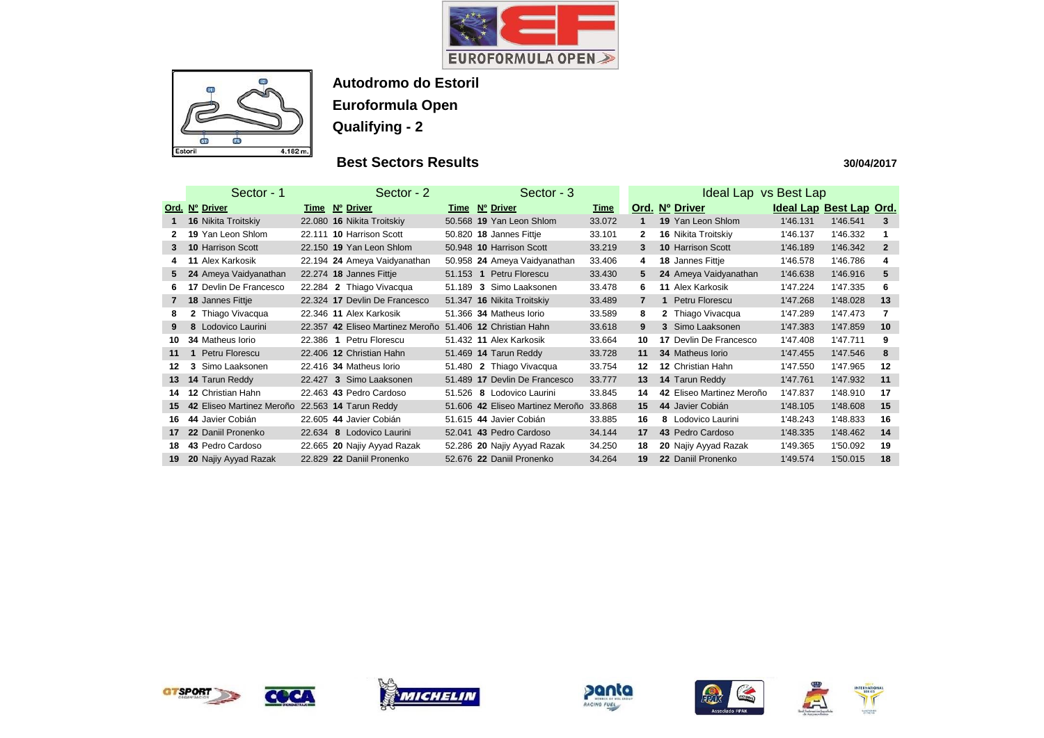**Autodromo do Estoril**

**Euroformula Open**

**Qualifying - 2**

## Best Sectors Results

**30/04/2017**

| Sector - 1 | | | | Sector - 2 | | | Sector - 3 | | | Ideal Lap vs Best Lap | | | | | |
|---|---|---|---|---|---|---|---|---|---|---|---|---|---|---|---|
| Ord. | Nº | Driver | Time | Nº | Driver | Time | Nº | Driver | Time | Ord. | Nº | Driver | Ideal Lap | Best Lap | Ord. |
| 1 | 16 | Nikita Troitskiy | 22.080 | 16 | Nikita Troitskiy | 50.568 | 19 | Yan Leon Shlom | 33.072 | 1 | 19 | Yan Leon Shlom | 1'46.131 | 1'46.541 | 3 |
| 2 | 19 | Yan Leon Shlom | 22.111 | 10 | Harrison Scott | 50.820 | 18 | Jannes Fittje | 33.101 | 2 | 16 | Nikita Troitskiy | 1'46.137 | 1'46.332 | 1 |
| 3 | 10 | Harrison Scott | 22.150 | 19 | Yan Leon Shlom | 50.948 | 10 | Harrison Scott | 33.219 | 3 | 10 | Harrison Scott | 1'46.189 | 1'46.342 | 2 |
| 4 | 11 | Alex Karkosik | 22.194 | 24 | Ameya Vaidyanathan | 50.958 | 24 | Ameya Vaidyanathan | 33.406 | 4 | 18 | Jannes Fittje | 1'46.578 | 1'46.786 | 4 |
| 5 | 24 | Ameya Vaidyanathan | 22.274 | 18 | Jannes Fittje | 51.153 | 1 | Petru Florescu | 33.430 | 5 | 24 | Ameya Vaidyanathan | 1'46.638 | 1'46.916 | 5 |
| 6 | 17 | Devlin De Francesco | 22.284 | 2 | Thiago Vivacqua | 51.189 | 3 | Simo Laaksonen | 33.478 | 6 | 11 | Alex Karkosik | 1'47.224 | 1'47.335 | 6 |
| 7 | 18 | Jannes Fittje | 22.324 | 17 | Devlin De Francesco | 51.347 | 16 | Nikita Troitskiy | 33.489 | 7 | 1 | Petru Florescu | 1'47.268 | 1'48.028 | 13 |
| 8 | 2 | Thiago Vivacqua | 22.346 | 11 | Alex Karkosik | 51.366 | 34 | Matheus Iorio | 33.589 | 8 | 2 | Thiago Vivacqua | 1'47.289 | 1'47.473 | 7 |
| 9 | 8 | Lodovico Laurini | 22.357 | 42 | Eliseo Martinez Meroño | 51.406 | 12 | Christian Hahn | 33.618 | 9 | 3 | Simo Laaksonen | 1'47.383 | 1'47.859 | 10 |
| 10 | 34 | Matheus Iorio | 22.386 | 1 | Petru Florescu | 51.432 | 11 | Alex Karkosik | 33.664 | 10 | 17 | Devlin De Francesco | 1'47.408 | 1'47.711 | 9 |
| 11 | 1 | Petru Florescu | 22.406 | 12 | Christian Hahn | 51.469 | 14 | Tarun Reddy | 33.728 | 11 | 34 | Matheus Iorio | 1'47.455 | 1'47.546 | 8 |
| 12 | 3 | Simo Laaksonen | 22.416 | 34 | Matheus Iorio | 51.480 | 2 | Thiago Vivacqua | 33.754 | 12 | 12 | Christian Hahn | 1'47.550 | 1'47.965 | 12 |
| 13 | 14 | Tarun Reddy | 22.427 | 3 | Simo Laaksonen | 51.489 | 17 | Devlin De Francesco | 33.777 | 13 | 14 | Tarun Reddy | 1'47.761 | 1'47.932 | 11 |
| 14 | 12 | Christian Hahn | 22.463 | 43 | Pedro Cardoso | 51.526 | 8 | Lodovico Laurini | 33.845 | 14 | 42 | Eliseo Martinez Meroño | 1'47.837 | 1'48.910 | 17 |
| 15 | 42 | Eliseo Martinez Meroño | 22.563 | 14 | Tarun Reddy | 51.606 | 42 | Eliseo Martinez Meroño | 33.868 | 15 | 44 | Javier Cobián | 1'48.105 | 1'48.608 | 15 |
| 16 | 44 | Javier Cobián | 22.605 | 44 | Javier Cobián | 51.615 | 44 | Javier Cobián | 33.885 | 16 | 8 | Lodovico Laurini | 1'48.243 | 1'48.833 | 16 |
| 17 | 22 | Daniil Pronenko | 22.634 | 8 | Lodovico Laurini | 52.041 | 43 | Pedro Cardoso | 34.144 | 17 | 43 | Pedro Cardoso | 1'48.335 | 1'48.462 | 14 |
| 18 | 43 | Pedro Cardoso | 22.665 | 20 | Najiy Ayyad Razak | 52.286 | 20 | Najiy Ayyad Razak | 34.250 | 18 | 20 | Najiy Ayyad Razak | 1'49.365 | 1'50.092 | 19 |
| 19 | 20 | Najiy Ayyad Razak | 22.829 | 22 | Daniil Pronenko | 52.676 | 22 | Daniil Pronenko | 34.264 | 19 | 22 | Daniil Pronenko | 1'49.574 | 1'50.015 | 18 |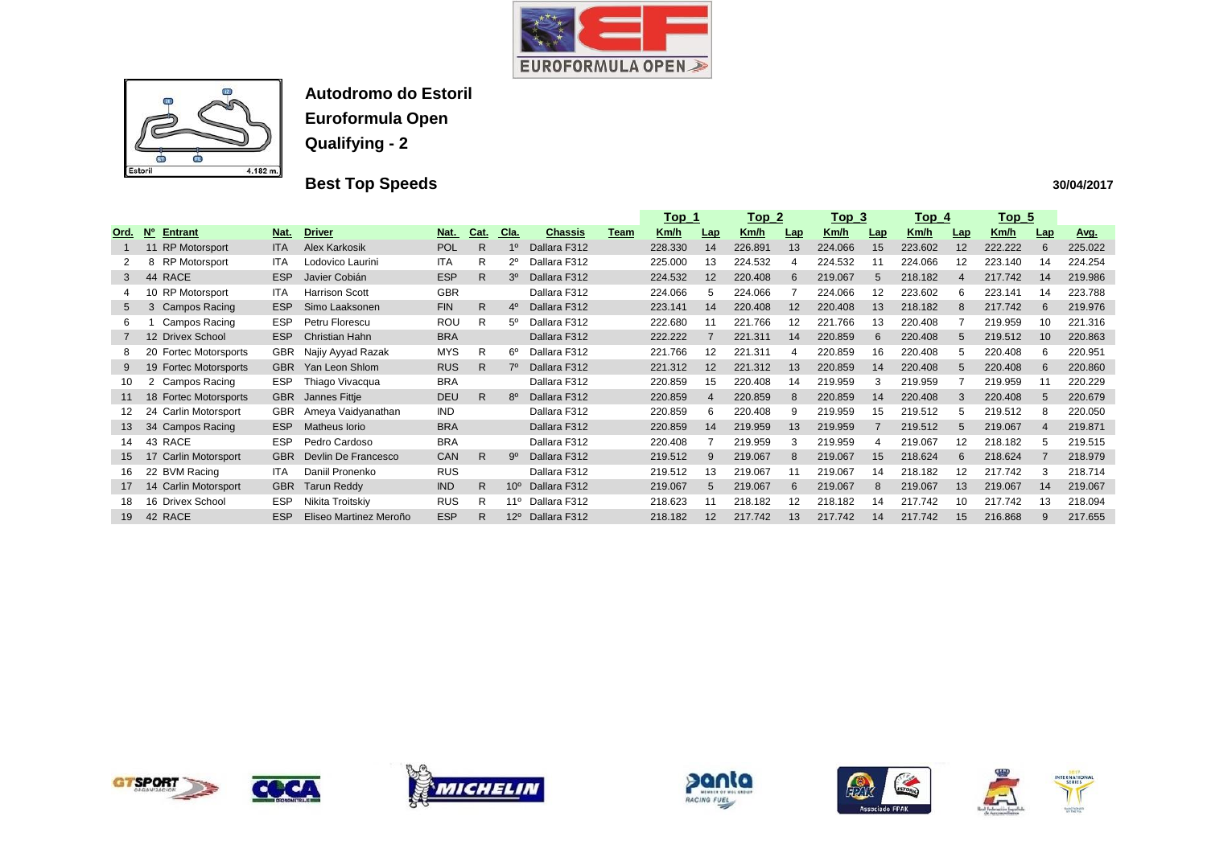Autodromo do Estoril

Euroformula Open

Qualifying - 2

**Best Top Speeds**

30/04/2017

| Ord. | Nº | Entrant | Nat. | Driver | Nat. | Cat. | Cla. | Chassis | Team | Top 1 Km/h | Lap | Top 2 Km/h | Lap | Top 3 Km/h | Lap | Top 4 Km/h | Lap | Top 5 Km/h | Lap | Avg. |
|---|---|---|---|---|---|---|---|---|---|---|---|---|---|---|---|---|---|---|---|---|
| 1 | 11 | RP Motorsport | ITA | Alex Karkosik | POL | R | 1º | Dallara F312 | | 228.330 | 14 | 226.891 | 13 | 224.066 | 15 | 223.602 | 12 | 222.222 | 6 | 225.022 |
| 2 | 8 | RP Motorsport | ITA | Lodovico Laurini | ITA | R | 2º | Dallara F312 | | 225.000 | 13 | 224.532 | 4 | 224.532 | 11 | 224.066 | 12 | 223.140 | 14 | 224.254 |
| 3 | 44 | RACE | ESP | Javier Cobián | ESP | R | 3º | Dallara F312 | | 224.532 | 12 | 220.408 | 6 | 219.067 | 5 | 218.182 | 4 | 217.742 | 14 | 219.986 |
| 4 | 10 | RP Motorsport | ITA | Harrison Scott | GBR | | | Dallara F312 | | 224.066 | 5 | 224.066 | 7 | 224.066 | 12 | 223.602 | 6 | 223.141 | 14 | 223.788 |
| 5 | 3 | Campos Racing | ESP | Simo Laaksonen | FIN | R | 4º | Dallara F312 | | 223.141 | 14 | 220.408 | 12 | 220.408 | 13 | 218.182 | 8 | 217.742 | 6 | 219.976 |
| 6 | 1 | Campos Racing | ESP | Petru Florescu | ROU | R | 5º | Dallara F312 | | 222.680 | 11 | 221.766 | 12 | 221.766 | 13 | 220.408 | 7 | 219.959 | 10 | 221.316 |
| 7 | 12 | Drivex School | ESP | Christian Hahn | BRA | | | Dallara F312 | | 222.222 | 7 | 221.311 | 14 | 220.859 | 6 | 220.408 | 5 | 219.512 | 10 | 220.863 |
| 8 | 20 | Fortec Motorsports | GBR | Najiy Ayyad Razak | MYS | R | 6º | Dallara F312 | | 221.766 | 12 | 221.311 | 4 | 220.859 | 16 | 220.408 | 5 | 220.408 | 6 | 220.951 |
| 9 | 19 | Fortec Motorsports | GBR | Yan Leon Shlom | RUS | R | 7º | Dallara F312 | | 221.312 | 12 | 221.312 | 13 | 220.859 | 14 | 220.408 | 5 | 220.408 | 6 | 220.860 |
| 10 | 2 | Campos Racing | ESP | Thiago Vivacqua | BRA | | | Dallara F312 | | 220.859 | 15 | 220.408 | 14 | 219.959 | 3 | 219.959 | 7 | 219.959 | 11 | 220.229 |
| 11 | 18 | Fortec Motorsports | GBR | Jannes Fittje | DEU | R | 8º | Dallara F312 | | 220.859 | 4 | 220.859 | 8 | 220.859 | 14 | 220.408 | 3 | 220.408 | 5 | 220.679 |
| 12 | 24 | Carlin Motorsport | GBR | Ameya Vaidyanathan | IND | | | Dallara F312 | | 220.859 | 6 | 220.408 | 9 | 219.959 | 15 | 219.512 | 5 | 219.512 | 8 | 220.050 |
| 13 | 34 | Campos Racing | ESP | Matheus Iorio | BRA | | | Dallara F312 | | 220.859 | 14 | 219.959 | 13 | 219.959 | 7 | 219.512 | 5 | 219.067 | 4 | 219.871 |
| 14 | 43 | RACE | ESP | Pedro Cardoso | BRA | | | Dallara F312 | | 220.408 | 7 | 219.959 | 3 | 219.959 | 4 | 219.067 | 12 | 218.182 | 5 | 219.515 |
| 15 | 17 | Carlin Motorsport | GBR | Devlin De Francesco | CAN | R | 9º | Dallara F312 | | 219.512 | 9 | 219.067 | 8 | 219.067 | 15 | 218.624 | 6 | 218.624 | 7 | 218.979 |
| 16 | 22 | BVM Racing | ITA | Daniil Pronenko | RUS | | | Dallara F312 | | 219.512 | 13 | 219.067 | 11 | 219.067 | 14 | 218.182 | 12 | 217.742 | 3 | 218.714 |
| 17 | 14 | Carlin Motorsport | GBR | Tarun Reddy | IND | R | 10º | Dallara F312 | | 219.067 | 5 | 219.067 | 6 | 219.067 | 8 | 219.067 | 13 | 219.067 | 14 | 219.067 |
| 18 | 16 | Drivex School | ESP | Nikita Troitskiy | RUS | R | 11º | Dallara F312 | | 218.623 | 11 | 218.182 | 12 | 218.182 | 14 | 217.742 | 10 | 217.742 | 13 | 218.094 |
| 19 | 42 | RACE | ESP | Eliseo Martinez Meroño | ESP | R | 12º | Dallara F312 | | 218.182 | 12 | 217.742 | 13 | 217.742 | 14 | 217.742 | 15 | 216.868 | 9 | 217.655 |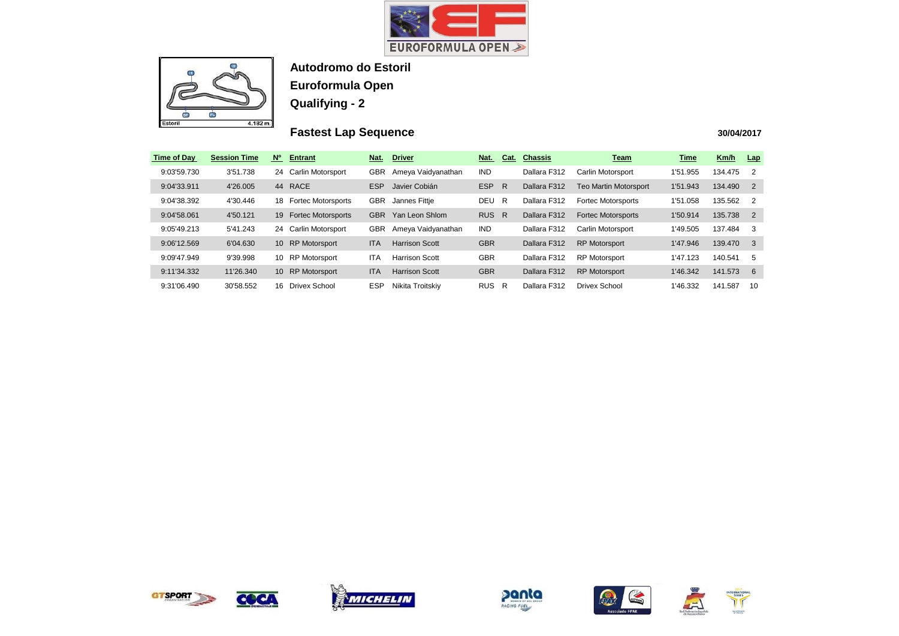**Autodromo do Estoril**

**Euroformula Open**

**Qualifying - 2**

## Fastest Lap Sequence

**30/04/2017**

| Time of Day | Session Time | Nº | Entrant | Nat. | Driver | Nat. | Cat. | Chassis | Team | Time | Km/h | Lap |
|---|---|---|---|---|---|---|---|---|---|---|---|---|
| 9:03'59.730 | 3'51.738 | 24 | Carlin Motorsport | GBR | Ameya Vaidyanathan | IND | | Dallara F312 | Carlin Motorsport | 1'51.955 | 134.475 | 2 |
| 9:04'33.911 | 4'26.005 | 44 | RACE | ESP | Javier Cobián | ESP | R | Dallara F312 | Teo Martin Motorsport | 1'51.943 | 134.490 | 2 |
| 9:04'38.392 | 4'30.446 | 18 | Fortec Motorsports | GBR | Jannes Fittje | DEU | R | Dallara F312 | Fortec Motorsports | 1'51.058 | 135.562 | 2 |
| 9:04'58.061 | 4'50.121 | 19 | Fortec Motorsports | GBR | Yan Leon Shlom | RUS | R | Dallara F312 | Fortec Motorsports | 1'50.914 | 135.738 | 2 |
| 9:05'49.213 | 5'41.243 | 24 | Carlin Motorsport | GBR | Ameya Vaidyanathan | IND | | Dallara F312 | Carlin Motorsport | 1'49.505 | 137.484 | 3 |
| 9:06'12.569 | 6'04.630 | 10 | RP Motorsport | ITA | Harrison Scott | GBR | | Dallara F312 | RP Motorsport | 1'47.946 | 139.470 | 3 |
| 9:09'47.949 | 9'39.998 | 10 | RP Motorsport | ITA | Harrison Scott | GBR | | Dallara F312 | RP Motorsport | 1'47.123 | 140.541 | 5 |
| 9:11'34.332 | 11'26.340 | 10 | RP Motorsport | ITA | Harrison Scott | GBR | | Dallara F312 | RP Motorsport | 1'46.342 | 141.573 | 6 |
| 9:31'06.490 | 30'58.552 | 16 | Drivex School | ESP | Nikita Troitskiy | RUS | R | Dallara F312 | Drivex School | 1'46.332 | 141.587 | 10 |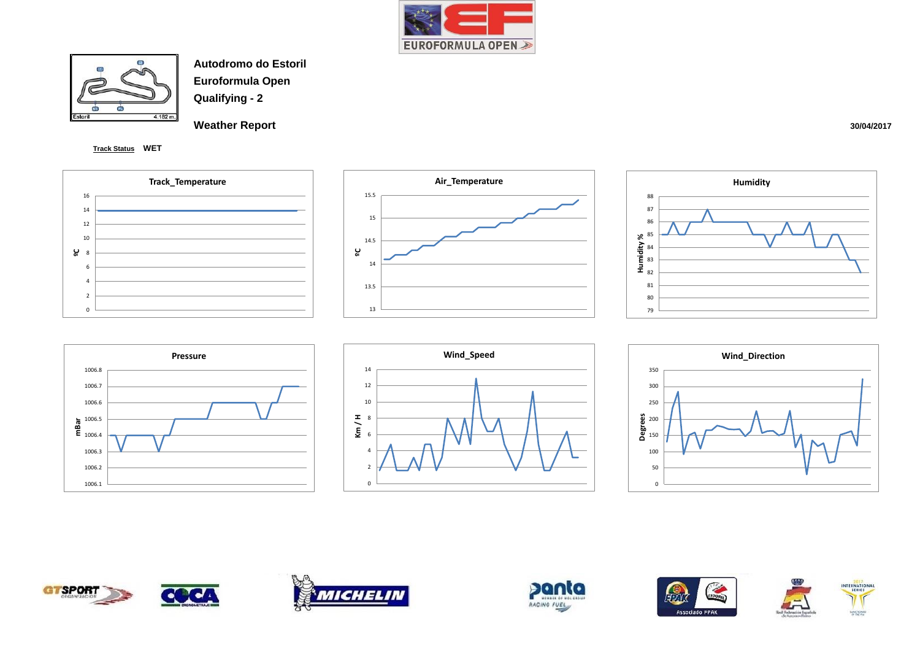EUROFORMULA OPEN

Estoril 4.182 m.

**Autodromo do Estoril**

**Euroformula Open**

**Qualifying - 2**

**Weather Report**

30/04/2017

**Track Status** WET

Track_Temperature

ºC

16
14
12
10
8
6
4
2
0

Air_Temperature

ºC

15.5
15
14.5
14
13.5
13

Humidity

Humidity %

88
87
86
85
84
83
82
81
80
79

Pressure

mBar

1006.8
1006.7
1006.6
1006.5
1006.4
1006.3
1006.2
1006.1

Wind_Speed

Km / H

14
12
10
8
6
4
2
0

Wind_Direction

Degrees

350
300
250
200
150
100
50
0